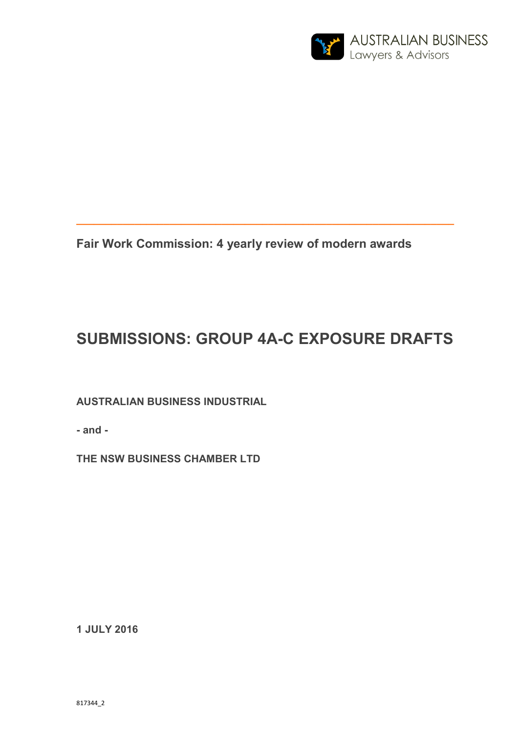AUSTRALIAN BUSINESS
Lawyers & Advisors

---

**Fair Work Commission: 4 yearly review of modern awards**

# SUBMISSIONS: GROUP 4A-C EXPOSURE DRAFTS

**AUSTRALIAN BUSINESS INDUSTRIAL**

**- and -**

**THE NSW BUSINESS CHAMBER LTD**

**1 JULY 2016**

817344_2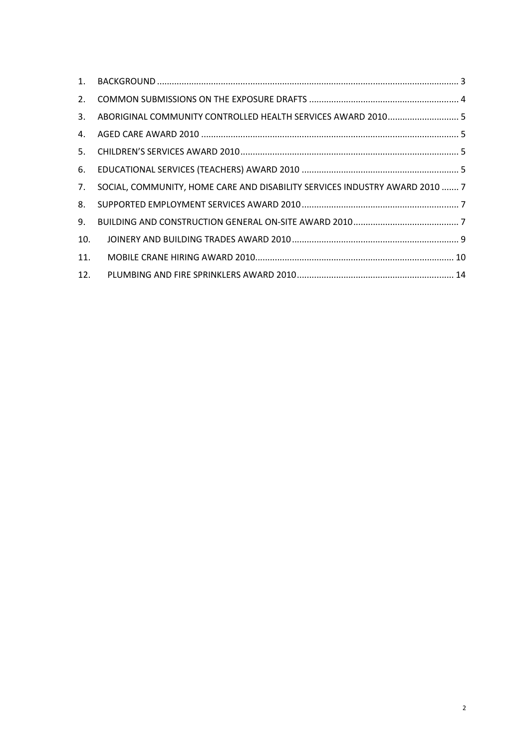1. BACKGROUND .......... 3
2. COMMON SUBMISSIONS ON THE EXPOSURE DRAFTS .......... 4
3. ABORIGINAL COMMUNITY CONTROLLED HEALTH SERVICES AWARD 2010 .......... 5
4. AGED CARE AWARD 2010 .......... 5
5. CHILDREN'S SERVICES AWARD 2010 .......... 5
6. EDUCATIONAL SERVICES (TEACHERS) AWARD 2010 .......... 5
7. SOCIAL, COMMUNITY, HOME CARE AND DISABILITY SERVICES INDUSTRY AWARD 2010 .......... 7
8. SUPPORTED EMPLOYMENT SERVICES AWARD 2010 .......... 7
9. BUILDING AND CONSTRUCTION GENERAL ON-SITE AWARD 2010 .......... 7
10. JOINERY AND BUILDING TRADES AWARD 2010 .......... 9
11. MOBILE CRANE HIRING AWARD 2010 .......... 10
12. PLUMBING AND FIRE SPRINKLERS AWARD 2010 .......... 14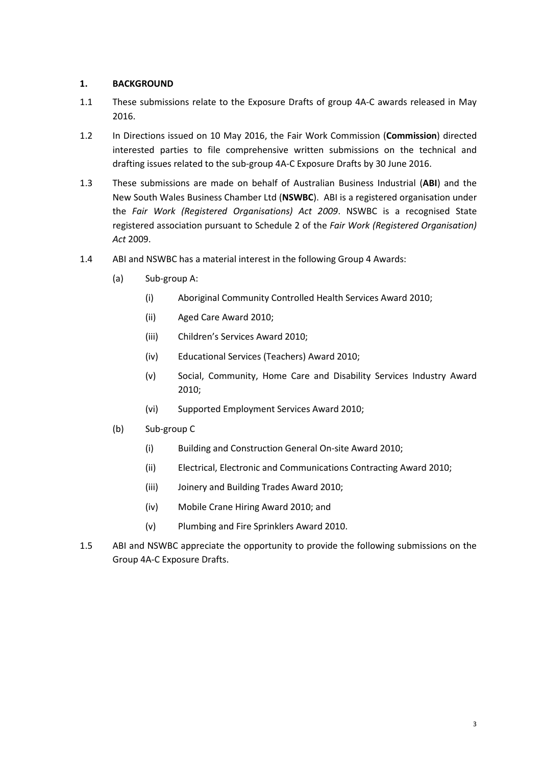## 1. BACKGROUND

1.1 These submissions relate to the Exposure Drafts of group 4A-C awards released in May 2016.

1.2 In Directions issued on 10 May 2016, the Fair Work Commission (**Commission**) directed interested parties to file comprehensive written submissions on the technical and drafting issues related to the sub-group 4A-C Exposure Drafts by 30 June 2016.

1.3 These submissions are made on behalf of Australian Business Industrial (**ABI**) and the New South Wales Business Chamber Ltd (**NSWBC**). ABI is a registered organisation under the *Fair Work (Registered Organisations) Act 2009*. NSWBC is a recognised State registered association pursuant to Schedule 2 of the *Fair Work (Registered Organisation) Act* 2009.

1.4 ABI and NSWBC has a material interest in the following Group 4 Awards:

- (a) Sub-group A:
  - (i) Aboriginal Community Controlled Health Services Award 2010;
  - (ii) Aged Care Award 2010;
  - (iii) Children's Services Award 2010;
  - (iv) Educational Services (Teachers) Award 2010;
  - (v) Social, Community, Home Care and Disability Services Industry Award 2010;
  - (vi) Supported Employment Services Award 2010;
- (b) Sub-group C
  - (i) Building and Construction General On-site Award 2010;
  - (ii) Electrical, Electronic and Communications Contracting Award 2010;
  - (iii) Joinery and Building Trades Award 2010;
  - (iv) Mobile Crane Hiring Award 2010; and
  - (v) Plumbing and Fire Sprinklers Award 2010.

1.5 ABI and NSWBC appreciate the opportunity to provide the following submissions on the Group 4A-C Exposure Drafts.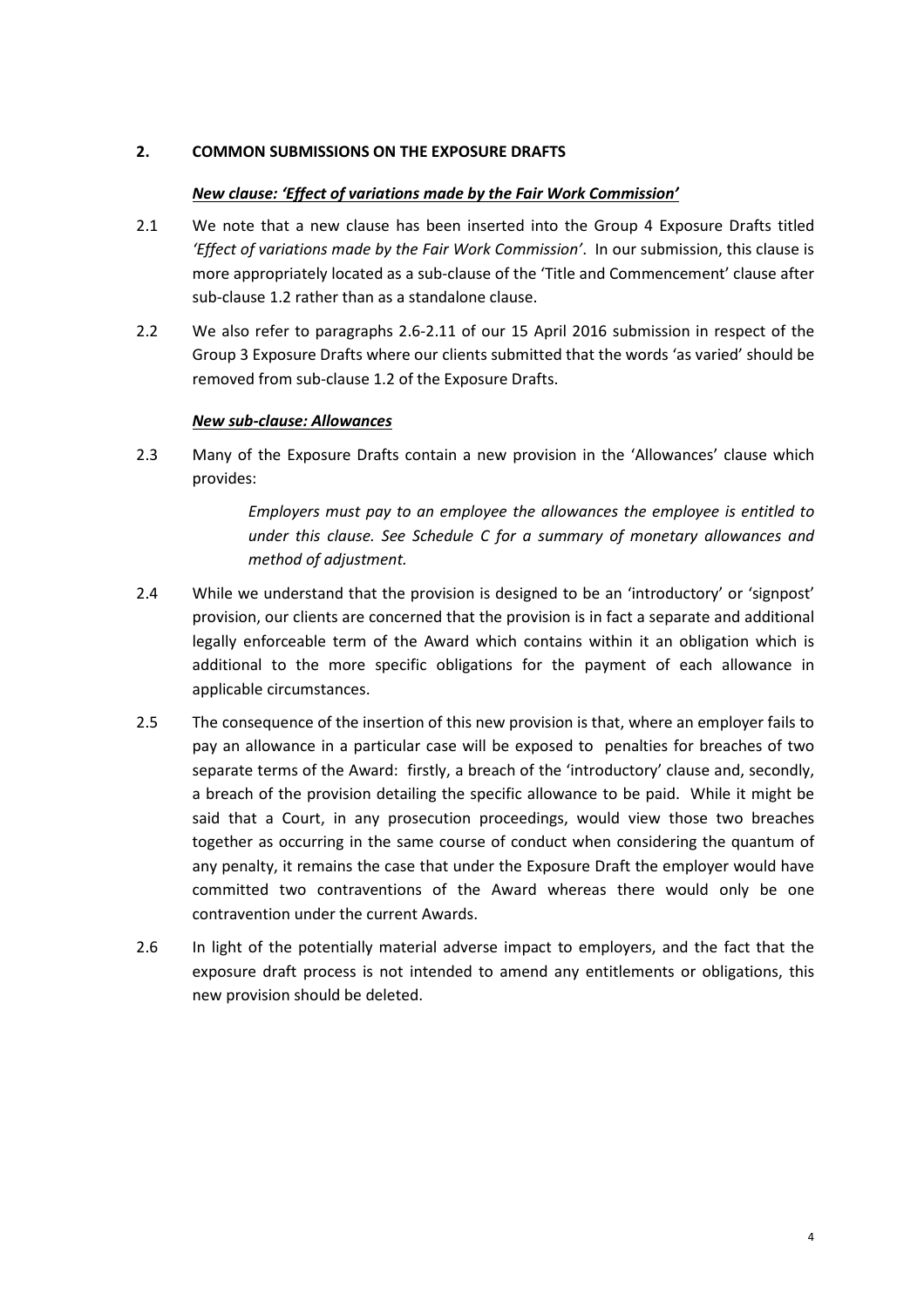## 2. COMMON SUBMISSIONS ON THE EXPOSURE DRAFTS

***New clause: 'Effect of variations made by the Fair Work Commission'***

2.1 We note that a new clause has been inserted into the Group 4 Exposure Drafts titled *'Effect of variations made by the Fair Work Commission'*. In our submission, this clause is more appropriately located as a sub-clause of the 'Title and Commencement' clause after sub-clause 1.2 rather than as a standalone clause.

2.2 We also refer to paragraphs 2.6-2.11 of our 15 April 2016 submission in respect of the Group 3 Exposure Drafts where our clients submitted that the words 'as varied' should be removed from sub-clause 1.2 of the Exposure Drafts.

***New sub-clause: Allowances***

2.3 Many of the Exposure Drafts contain a new provision in the 'Allowances' clause which provides:

> *Employers must pay to an employee the allowances the employee is entitled to under this clause. See Schedule C for a summary of monetary allowances and method of adjustment.*

2.4 While we understand that the provision is designed to be an 'introductory' or 'signpost' provision, our clients are concerned that the provision is in fact a separate and additional legally enforceable term of the Award which contains within it an obligation which is additional to the more specific obligations for the payment of each allowance in applicable circumstances.

2.5 The consequence of the insertion of this new provision is that, where an employer fails to pay an allowance in a particular case will be exposed to penalties for breaches of two separate terms of the Award: firstly, a breach of the 'introductory' clause and, secondly, a breach of the provision detailing the specific allowance to be paid. While it might be said that a Court, in any prosecution proceedings, would view those two breaches together as occurring in the same course of conduct when considering the quantum of any penalty, it remains the case that under the Exposure Draft the employer would have committed two contraventions of the Award whereas there would only be one contravention under the current Awards.

2.6 In light of the potentially material adverse impact to employers, and the fact that the exposure draft process is not intended to amend any entitlements or obligations, this new provision should be deleted.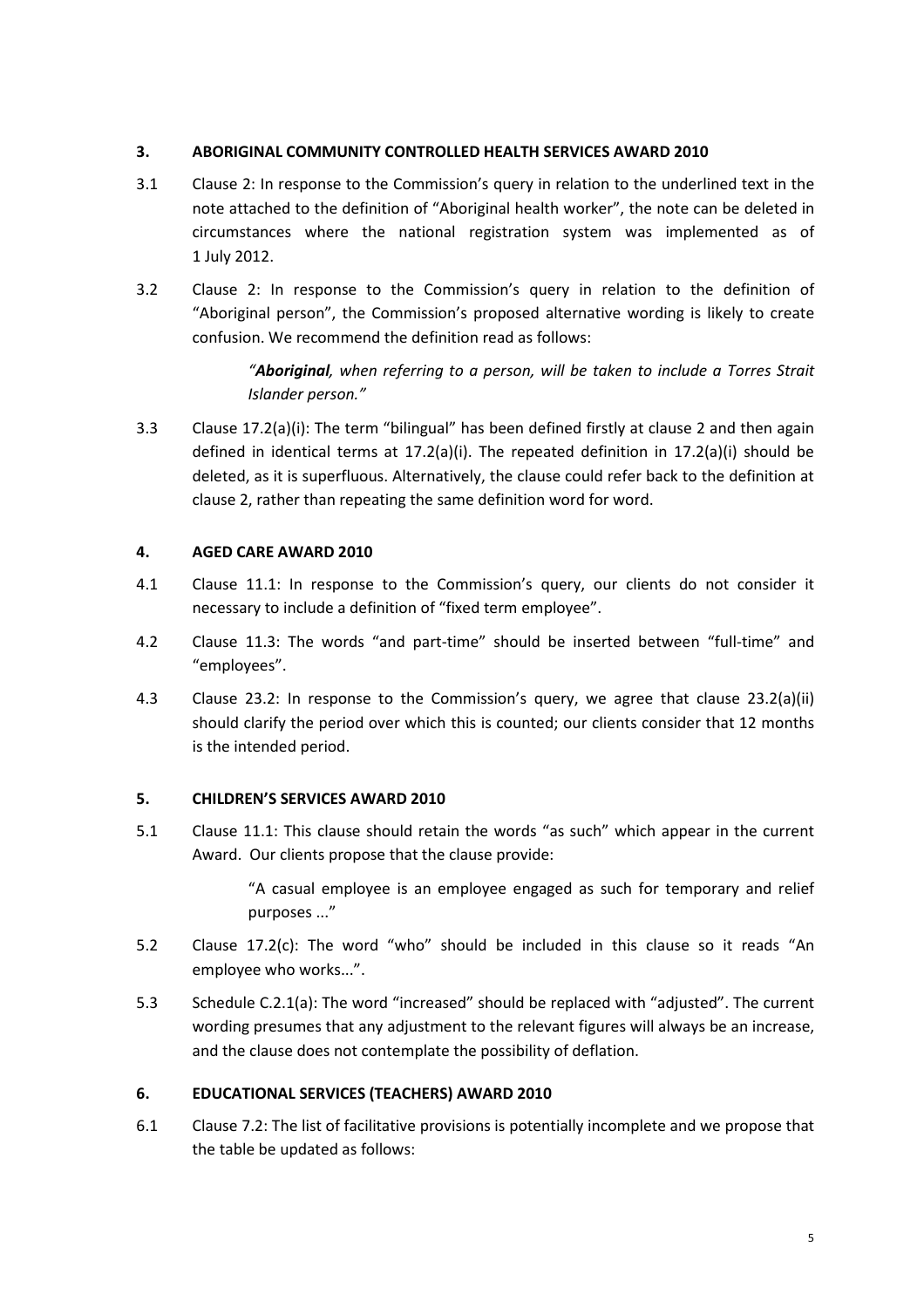## 3. ABORIGINAL COMMUNITY CONTROLLED HEALTH SERVICES AWARD 2010

3.1 Clause 2: In response to the Commission's query in relation to the underlined text in the note attached to the definition of "Aboriginal health worker", the note can be deleted in circumstances where the national registration system was implemented as of 1 July 2012.

3.2 Clause 2: In response to the Commission's query in relation to the definition of "Aboriginal person", the Commission's proposed alternative wording is likely to create confusion. We recommend the definition read as follows:

> *"**Aboriginal**, when referring to a person, will be taken to include a Torres Strait Islander person."*

3.3 Clause 17.2(a)(i): The term "bilingual" has been defined firstly at clause 2 and then again defined in identical terms at 17.2(a)(i). The repeated definition in 17.2(a)(i) should be deleted, as it is superfluous. Alternatively, the clause could refer back to the definition at clause 2, rather than repeating the same definition word for word.

## 4. AGED CARE AWARD 2010

4.1 Clause 11.1: In response to the Commission's query, our clients do not consider it necessary to include a definition of "fixed term employee".

4.2 Clause 11.3: The words "and part-time" should be inserted between "full-time" and "employees".

4.3 Clause 23.2: In response to the Commission's query, we agree that clause 23.2(a)(ii) should clarify the period over which this is counted; our clients consider that 12 months is the intended period.

## 5. CHILDREN'S SERVICES AWARD 2010

5.1 Clause 11.1: This clause should retain the words "as such" which appear in the current Award. Our clients propose that the clause provide:

> "A casual employee is an employee engaged as such for temporary and relief purposes ..."

5.2 Clause 17.2(c): The word "who" should be included in this clause so it reads "An employee who works...".

5.3 Schedule C.2.1(a): The word "increased" should be replaced with "adjusted". The current wording presumes that any adjustment to the relevant figures will always be an increase, and the clause does not contemplate the possibility of deflation.

## 6. EDUCATIONAL SERVICES (TEACHERS) AWARD 2010

6.1 Clause 7.2: The list of facilitative provisions is potentially incomplete and we propose that the table be updated as follows: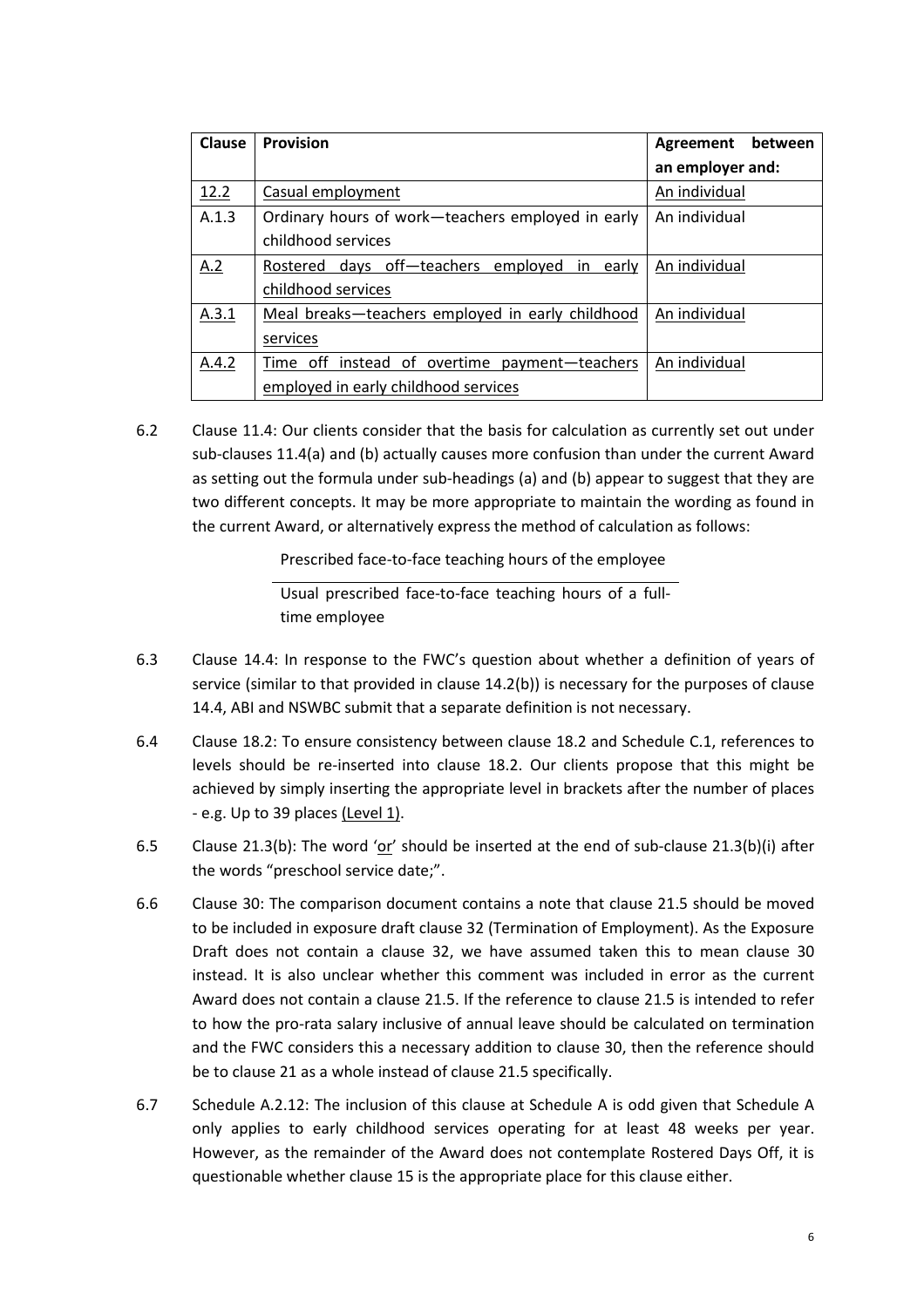| Clause | Provision | Agreement between an employer and: |
|---|---|---|
| 12.2 | Casual employment | An individual |
| A.1.3 | Ordinary hours of work—teachers employed in early childhood services | An individual |
| A.2 | Rostered days off—teachers employed in early childhood services | An individual |
| A.3.1 | Meal breaks—teachers employed in early childhood services | An individual |
| A.4.2 | Time off instead of overtime payment—teachers employed in early childhood services | An individual |

6.2 Clause 11.4: Our clients consider that the basis for calculation as currently set out under sub-clauses 11.4(a) and (b) actually causes more confusion than under the current Award as setting out the formula under sub-headings (a) and (b) appear to suggest that they are two different concepts. It may be more appropriate to maintain the wording as found in the current Award, or alternatively express the method of calculation as follows:

$$\frac{\text{Prescribed face-to-face teaching hours of the employee}}{\text{Usual prescribed face-to-face teaching hours of a full-time employee}}$$

6.3 Clause 14.4: In response to the FWC's question about whether a definition of years of service (similar to that provided in clause 14.2(b)) is necessary for the purposes of clause 14.4, ABI and NSWBC submit that a separate definition is not necessary.

6.4 Clause 18.2: To ensure consistency between clause 18.2 and Schedule C.1, references to levels should be re-inserted into clause 18.2. Our clients propose that this might be achieved by simply inserting the appropriate level in brackets after the number of places - e.g. Up to 39 places (Level 1).

6.5 Clause 21.3(b): The word 'or' should be inserted at the end of sub-clause 21.3(b)(i) after the words "preschool service date;".

6.6 Clause 30: The comparison document contains a note that clause 21.5 should be moved to be included in exposure draft clause 32 (Termination of Employment). As the Exposure Draft does not contain a clause 32, we have assumed taken this to mean clause 30 instead. It is also unclear whether this comment was included in error as the current Award does not contain a clause 21.5. If the reference to clause 21.5 is intended to refer to how the pro-rata salary inclusive of annual leave should be calculated on termination and the FWC considers this a necessary addition to clause 30, then the reference should be to clause 21 as a whole instead of clause 21.5 specifically.

6.7 Schedule A.2.12: The inclusion of this clause at Schedule A is odd given that Schedule A only applies to early childhood services operating for at least 48 weeks per year. However, as the remainder of the Award does not contemplate Rostered Days Off, it is questionable whether clause 15 is the appropriate place for this clause either.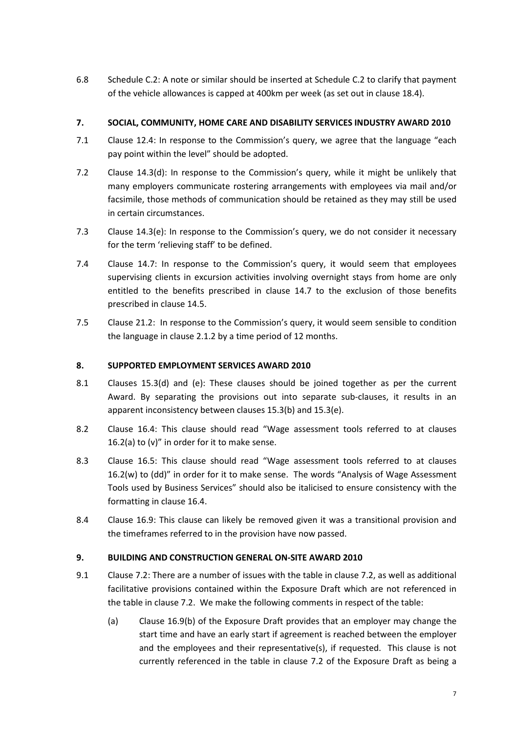6.8 Schedule C.2: A note or similar should be inserted at Schedule C.2 to clarify that payment of the vehicle allowances is capped at 400km per week (as set out in clause 18.4).

## 7. SOCIAL, COMMUNITY, HOME CARE AND DISABILITY SERVICES INDUSTRY AWARD 2010

7.1 Clause 12.4: In response to the Commission's query, we agree that the language "each pay point within the level" should be adopted.

7.2 Clause 14.3(d): In response to the Commission's query, while it might be unlikely that many employers communicate rostering arrangements with employees via mail and/or facsimile, those methods of communication should be retained as they may still be used in certain circumstances.

7.3 Clause 14.3(e): In response to the Commission's query, we do not consider it necessary for the term 'relieving staff' to be defined.

7.4 Clause 14.7: In response to the Commission's query, it would seem that employees supervising clients in excursion activities involving overnight stays from home are only entitled to the benefits prescribed in clause 14.7 to the exclusion of those benefits prescribed in clause 14.5.

7.5 Clause 21.2: In response to the Commission's query, it would seem sensible to condition the language in clause 2.1.2 by a time period of 12 months.

## 8. SUPPORTED EMPLOYMENT SERVICES AWARD 2010

8.1 Clauses 15.3(d) and (e): These clauses should be joined together as per the current Award. By separating the provisions out into separate sub-clauses, it results in an apparent inconsistency between clauses 15.3(b) and 15.3(e).

8.2 Clause 16.4: This clause should read "Wage assessment tools referred to at clauses 16.2(a) to (v)" in order for it to make sense.

8.3 Clause 16.5: This clause should read "Wage assessment tools referred to at clauses 16.2(w) to (dd)" in order for it to make sense. The words "Analysis of Wage Assessment Tools used by Business Services" should also be italicised to ensure consistency with the formatting in clause 16.4.

8.4 Clause 16.9: This clause can likely be removed given it was a transitional provision and the timeframes referred to in the provision have now passed.

## 9. BUILDING AND CONSTRUCTION GENERAL ON-SITE AWARD 2010

9.1 Clause 7.2: There are a number of issues with the table in clause 7.2, as well as additional facilitative provisions contained within the Exposure Draft which are not referenced in the table in clause 7.2. We make the following comments in respect of the table:

(a) Clause 16.9(b) of the Exposure Draft provides that an employer may change the start time and have an early start if agreement is reached between the employer and the employees and their representative(s), if requested. This clause is not currently referenced in the table in clause 7.2 of the Exposure Draft as being a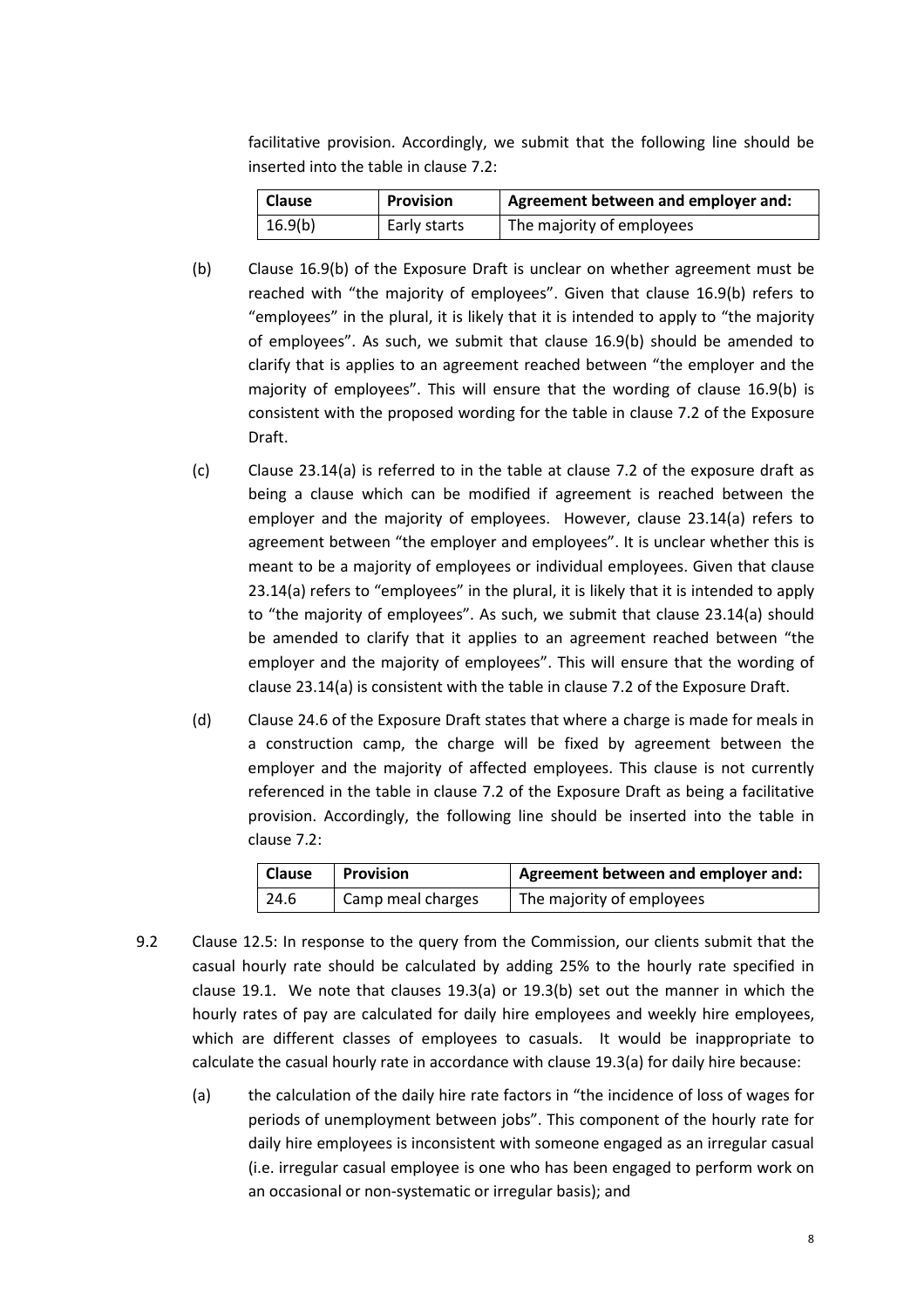facilitative provision. Accordingly, we submit that the following line should be inserted into the table in clause 7.2:

| Clause | Provision | Agreement between and employer and: |
| --- | --- | --- |
| 16.9(b) | Early starts | The majority of employees |

(b) Clause 16.9(b) of the Exposure Draft is unclear on whether agreement must be reached with "the majority of employees". Given that clause 16.9(b) refers to "employees" in the plural, it is likely that it is intended to apply to "the majority of employees". As such, we submit that clause 16.9(b) should be amended to clarify that is applies to an agreement reached between "the employer and the majority of employees". This will ensure that the wording of clause 16.9(b) is consistent with the proposed wording for the table in clause 7.2 of the Exposure Draft.

(c) Clause 23.14(a) is referred to in the table at clause 7.2 of the exposure draft as being a clause which can be modified if agreement is reached between the employer and the majority of employees. However, clause 23.14(a) refers to agreement between "the employer and employees". It is unclear whether this is meant to be a majority of employees or individual employees. Given that clause 23.14(a) refers to "employees" in the plural, it is likely that it is intended to apply to "the majority of employees". As such, we submit that clause 23.14(a) should be amended to clarify that it applies to an agreement reached between "the employer and the majority of employees". This will ensure that the wording of clause 23.14(a) is consistent with the table in clause 7.2 of the Exposure Draft.

(d) Clause 24.6 of the Exposure Draft states that where a charge is made for meals in a construction camp, the charge will be fixed by agreement between the employer and the majority of affected employees. This clause is not currently referenced in the table in clause 7.2 of the Exposure Draft as being a facilitative provision. Accordingly, the following line should be inserted into the table in clause 7.2:

| Clause | Provision | Agreement between and employer and: |
| --- | --- | --- |
| 24.6 | Camp meal charges | The majority of employees |

9.2 Clause 12.5: In response to the query from the Commission, our clients submit that the casual hourly rate should be calculated by adding 25% to the hourly rate specified in clause 19.1. We note that clauses 19.3(a) or 19.3(b) set out the manner in which the hourly rates of pay are calculated for daily hire employees and weekly hire employees, which are different classes of employees to casuals. It would be inappropriate to calculate the casual hourly rate in accordance with clause 19.3(a) for daily hire because:

(a) the calculation of the daily hire rate factors in "the incidence of loss of wages for periods of unemployment between jobs". This component of the hourly rate for daily hire employees is inconsistent with someone engaged as an irregular casual (i.e. irregular casual employee is one who has been engaged to perform work on an occasional or non-systematic or irregular basis); and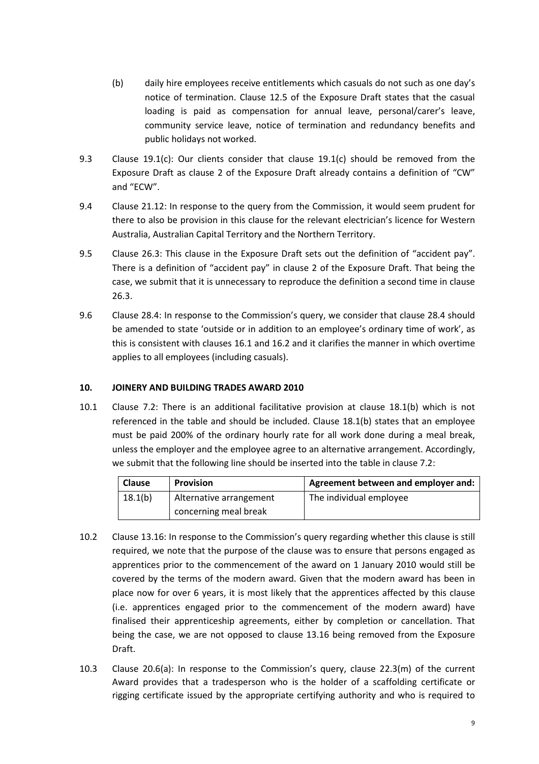(b) daily hire employees receive entitlements which casuals do not such as one day's notice of termination. Clause 12.5 of the Exposure Draft states that the casual loading is paid as compensation for annual leave, personal/carer's leave, community service leave, notice of termination and redundancy benefits and public holidays not worked.

9.3 Clause 19.1(c): Our clients consider that clause 19.1(c) should be removed from the Exposure Draft as clause 2 of the Exposure Draft already contains a definition of "CW" and "ECW".

9.4 Clause 21.12: In response to the query from the Commission, it would seem prudent for there to also be provision in this clause for the relevant electrician's licence for Western Australia, Australian Capital Territory and the Northern Territory.

9.5 Clause 26.3: This clause in the Exposure Draft sets out the definition of "accident pay". There is a definition of "accident pay" in clause 2 of the Exposure Draft. That being the case, we submit that it is unnecessary to reproduce the definition a second time in clause 26.3.

9.6 Clause 28.4: In response to the Commission's query, we consider that clause 28.4 should be amended to state 'outside or in addition to an employee's ordinary time of work', as this is consistent with clauses 16.1 and 16.2 and it clarifies the manner in which overtime applies to all employees (including casuals).

## 10. JOINERY AND BUILDING TRADES AWARD 2010

10.1 Clause 7.2: There is an additional facilitative provision at clause 18.1(b) which is not referenced in the table and should be included. Clause 18.1(b) states that an employee must be paid 200% of the ordinary hourly rate for all work done during a meal break, unless the employer and the employee agree to an alternative arrangement. Accordingly, we submit that the following line should be inserted into the table in clause 7.2:

| Clause | Provision | Agreement between and employer and: |
|---|---|---|
| 18.1(b) | Alternative arrangement concerning meal break | The individual employee |

10.2 Clause 13.16: In response to the Commission's query regarding whether this clause is still required, we note that the purpose of the clause was to ensure that persons engaged as apprentices prior to the commencement of the award on 1 January 2010 would still be covered by the terms of the modern award. Given that the modern award has been in place now for over 6 years, it is most likely that the apprentices affected by this clause (i.e. apprentices engaged prior to the commencement of the modern award) have finalised their apprenticeship agreements, either by completion or cancellation. That being the case, we are not opposed to clause 13.16 being removed from the Exposure Draft.

10.3 Clause 20.6(a): In response to the Commission's query, clause 22.3(m) of the current Award provides that a tradesperson who is the holder of a scaffolding certificate or rigging certificate issued by the appropriate certifying authority and who is required to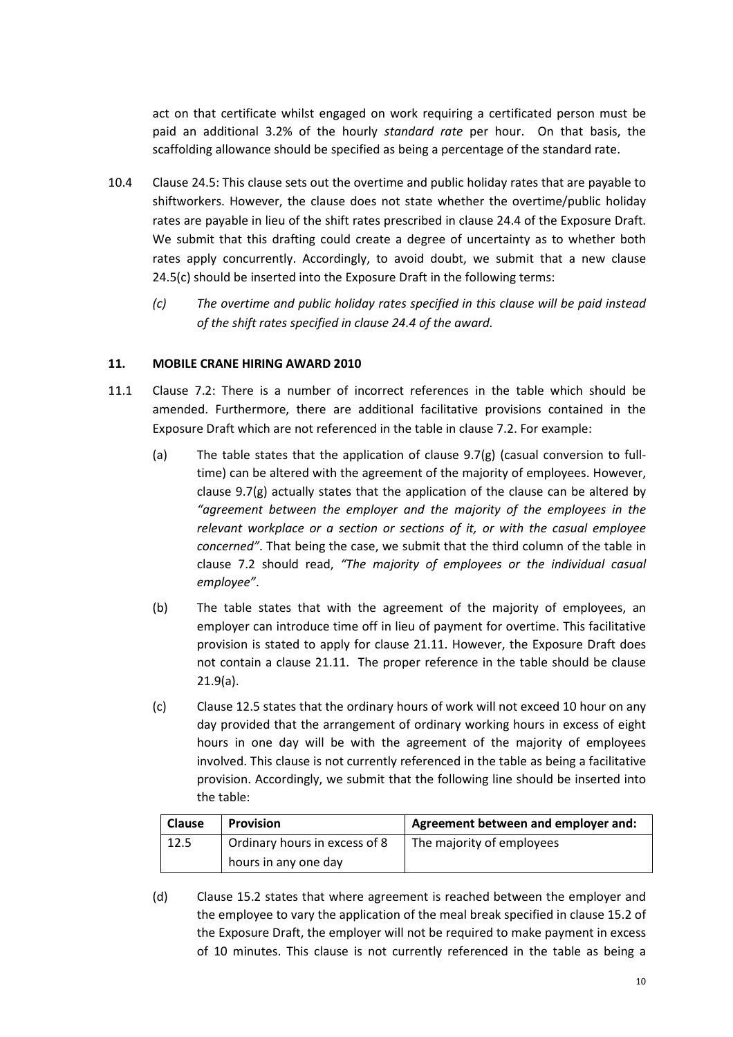act on that certificate whilst engaged on work requiring a certificated person must be paid an additional 3.2% of the hourly *standard rate* per hour. On that basis, the scaffolding allowance should be specified as being a percentage of the standard rate.

10.4 Clause 24.5: This clause sets out the overtime and public holiday rates that are payable to shiftworkers. However, the clause does not state whether the overtime/public holiday rates are payable in lieu of the shift rates prescribed in clause 24.4 of the Exposure Draft. We submit that this drafting could create a degree of uncertainty as to whether both rates apply concurrently. Accordingly, to avoid doubt, we submit that a new clause 24.5(c) should be inserted into the Exposure Draft in the following terms:

> *(c) The overtime and public holiday rates specified in this clause will be paid instead of the shift rates specified in clause 24.4 of the award.*

## 11. MOBILE CRANE HIRING AWARD 2010

11.1 Clause 7.2: There is a number of incorrect references in the table which should be amended. Furthermore, there are additional facilitative provisions contained in the Exposure Draft which are not referenced in the table in clause 7.2. For example:

(a) The table states that the application of clause 9.7(g) (casual conversion to full-time) can be altered with the agreement of the majority of employees. However, clause 9.7(g) actually states that the application of the clause can be altered by *"agreement between the employer and the majority of the employees in the relevant workplace or a section or sections of it, or with the casual employee concerned"*. That being the case, we submit that the third column of the table in clause 7.2 should read, *"The majority of employees or the individual casual employee"*.

(b) The table states that with the agreement of the majority of employees, an employer can introduce time off in lieu of payment for overtime. This facilitative provision is stated to apply for clause 21.11. However, the Exposure Draft does not contain a clause 21.11. The proper reference in the table should be clause 21.9(a).

(c) Clause 12.5 states that the ordinary hours of work will not exceed 10 hour on any day provided that the arrangement of ordinary working hours in excess of eight hours in one day will be with the agreement of the majority of employees involved. This clause is not currently referenced in the table as being a facilitative provision. Accordingly, we submit that the following line should be inserted into the table:

| Clause | Provision | Agreement between and employer and: |
|---|---|---|
| 12.5 | Ordinary hours in excess of 8 hours in any one day | The majority of employees |

(d) Clause 15.2 states that where agreement is reached between the employer and the employee to vary the application of the meal break specified in clause 15.2 of the Exposure Draft, the employer will not be required to make payment in excess of 10 minutes. This clause is not currently referenced in the table as being a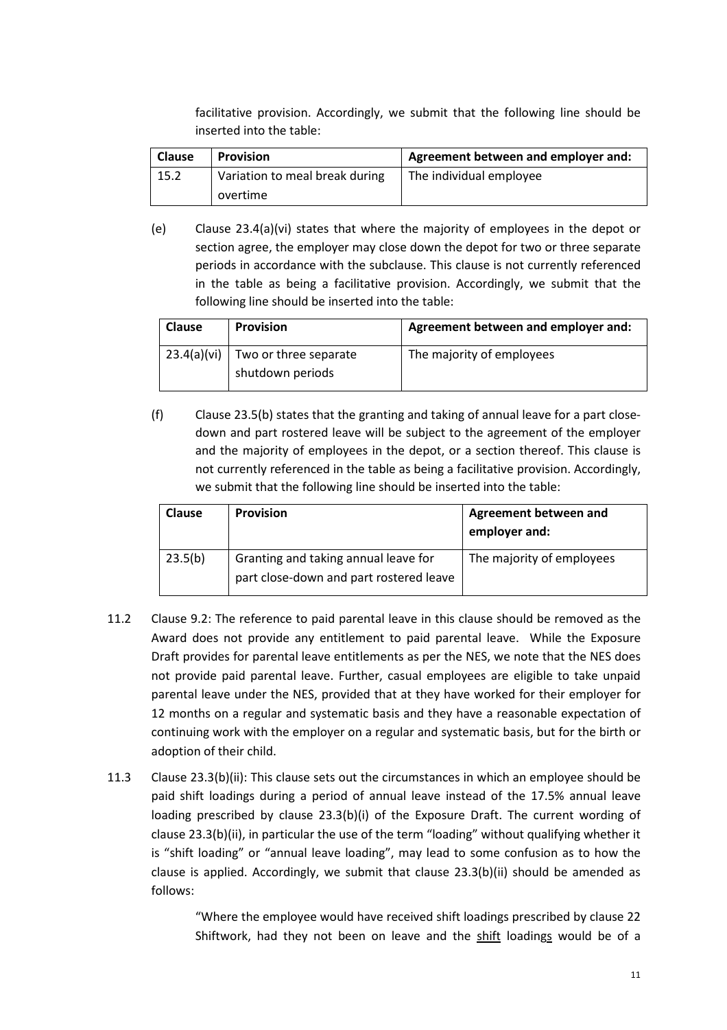facilitative provision. Accordingly, we submit that the following line should be inserted into the table:

| Clause | Provision | Agreement between and employer and: |
|---|---|---|
| 15.2 | Variation to meal break during overtime | The individual employee |

(e) Clause 23.4(a)(vi) states that where the majority of employees in the depot or section agree, the employer may close down the depot for two or three separate periods in accordance with the subclause. This clause is not currently referenced in the table as being a facilitative provision. Accordingly, we submit that the following line should be inserted into the table:

| Clause | Provision | Agreement between and employer and: |
|---|---|---|
| 23.4(a)(vi) | Two or three separate shutdown periods | The majority of employees |

(f) Clause 23.5(b) states that the granting and taking of annual leave for a part close-down and part rostered leave will be subject to the agreement of the employer and the majority of employees in the depot, or a section thereof. This clause is not currently referenced in the table as being a facilitative provision. Accordingly, we submit that the following line should be inserted into the table:

| Clause | Provision | Agreement between and employer and: |
|---|---|---|
| 23.5(b) | Granting and taking annual leave for part close-down and part rostered leave | The majority of employees |

11.2 Clause 9.2: The reference to paid parental leave in this clause should be removed as the Award does not provide any entitlement to paid parental leave. While the Exposure Draft provides for parental leave entitlements as per the NES, we note that the NES does not provide paid parental leave. Further, casual employees are eligible to take unpaid parental leave under the NES, provided that at they have worked for their employer for 12 months on a regular and systematic basis and they have a reasonable expectation of continuing work with the employer on a regular and systematic basis, but for the birth or adoption of their child.

11.3 Clause 23.3(b)(ii): This clause sets out the circumstances in which an employee should be paid shift loadings during a period of annual leave instead of the 17.5% annual leave loading prescribed by clause 23.3(b)(i) of the Exposure Draft. The current wording of clause 23.3(b)(ii), in particular the use of the term "loading" without qualifying whether it is "shift loading" or "annual leave loading", may lead to some confusion as to how the clause is applied. Accordingly, we submit that clause 23.3(b)(ii) should be amended as follows:

> "Where the employee would have received shift loadings prescribed by clause 22 Shiftwork, had they not been on leave and the <u>shift</u> loading<u>s</u> would be of a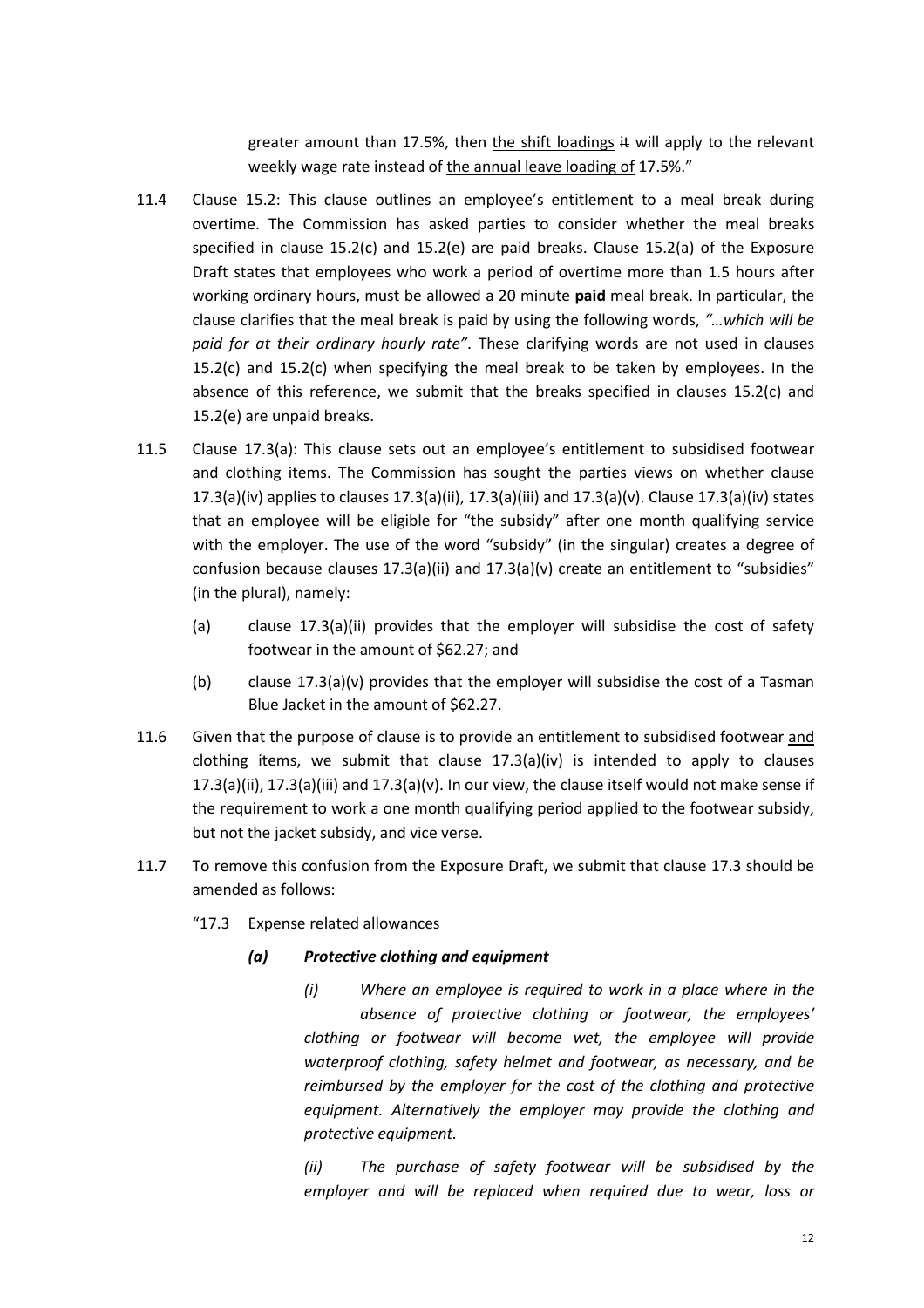greater amount than 17.5%, then <u>the shift loadings</u> ~~it~~ will apply to the relevant weekly wage rate instead of <u>the annual leave loading of</u> 17.5%."

11.4 Clause 15.2: This clause outlines an employee's entitlement to a meal break during overtime. The Commission has asked parties to consider whether the meal breaks specified in clause 15.2(c) and 15.2(e) are paid breaks. Clause 15.2(a) of the Exposure Draft states that employees who work a period of overtime more than 1.5 hours after working ordinary hours, must be allowed a 20 minute **paid** meal break. In particular, the clause clarifies that the meal break is paid by using the following words, *"…which will be paid for at their ordinary hourly rate"*. These clarifying words are not used in clauses 15.2(c) and 15.2(c) when specifying the meal break to be taken by employees. In the absence of this reference, we submit that the breaks specified in clauses 15.2(c) and 15.2(e) are unpaid breaks.

11.5 Clause 17.3(a): This clause sets out an employee's entitlement to subsidised footwear and clothing items. The Commission has sought the parties views on whether clause 17.3(a)(iv) applies to clauses 17.3(a)(ii), 17.3(a)(iii) and 17.3(a)(v). Clause 17.3(a)(iv) states that an employee will be eligible for "the subsidy" after one month qualifying service with the employer. The use of the word "subsidy" (in the singular) creates a degree of confusion because clauses 17.3(a)(ii) and 17.3(a)(v) create an entitlement to "subsidies" (in the plural), namely:

(a) clause 17.3(a)(ii) provides that the employer will subsidise the cost of safety footwear in the amount of $62.27; and

(b) clause 17.3(a)(v) provides that the employer will subsidise the cost of a Tasman Blue Jacket in the amount of $62.27.

11.6 Given that the purpose of clause is to provide an entitlement to subsidised footwear <u>and</u> clothing items, we submit that clause 17.3(a)(iv) is intended to apply to clauses 17.3(a)(ii), 17.3(a)(iii) and 17.3(a)(v). In our view, the clause itself would not make sense if the requirement to work a one month qualifying period applied to the footwear subsidy, but not the jacket subsidy, and vice verse.

11.7 To remove this confusion from the Exposure Draft, we submit that clause 17.3 should be amended as follows:

"17.3 Expense related allowances

***(a) Protective clothing and equipment***

*(i) Where an employee is required to work in a place where in the absence of protective clothing or footwear, the employees' clothing or footwear will become wet, the employee will provide waterproof clothing, safety helmet and footwear, as necessary, and be reimbursed by the employer for the cost of the clothing and protective equipment. Alternatively the employer may provide the clothing and protective equipment.*

*(ii) The purchase of safety footwear will be subsidised by the employer and will be replaced when required due to wear, loss or*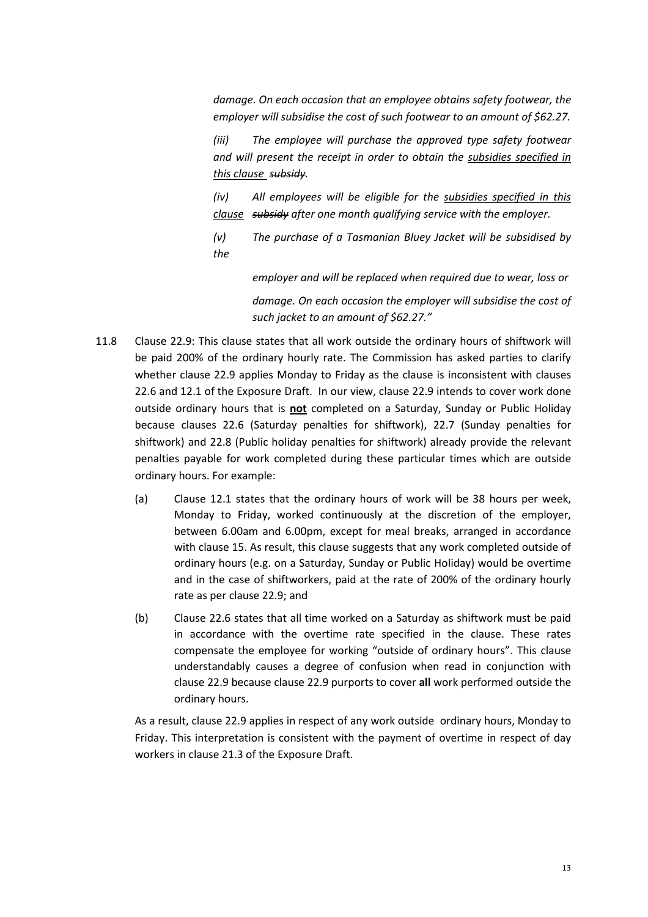*damage. On each occasion that an employee obtains safety footwear, the employer will subsidise the cost of such footwear to an amount of $62.27.*

*(iii) The employee will purchase the approved type safety footwear and will present the receipt in order to obtain the <u>subsidies specified in this clause</u> ~~subsidy~~.*

*(iv) All employees will be eligible for the <u>subsidies specified in this clause</u> ~~subsidy~~ after one month qualifying service with the employer.*

*(v) The purchase of a Tasmanian Bluey Jacket will be subsidised by the*

*employer and will be replaced when required due to wear, loss or*

*damage. On each occasion the employer will subsidise the cost of such jacket to an amount of $62.27."*

11.8 Clause 22.9: This clause states that all work outside the ordinary hours of shiftwork will be paid 200% of the ordinary hourly rate. The Commission has asked parties to clarify whether clause 22.9 applies Monday to Friday as the clause is inconsistent with clauses 22.6 and 12.1 of the Exposure Draft. In our view, clause 22.9 intends to cover work done outside ordinary hours that is <u>**not**</u> completed on a Saturday, Sunday or Public Holiday because clauses 22.6 (Saturday penalties for shiftwork), 22.7 (Sunday penalties for shiftwork) and 22.8 (Public holiday penalties for shiftwork) already provide the relevant penalties payable for work completed during these particular times which are outside ordinary hours. For example:

(a) Clause 12.1 states that the ordinary hours of work will be 38 hours per week, Monday to Friday, worked continuously at the discretion of the employer, between 6.00am and 6.00pm, except for meal breaks, arranged in accordance with clause 15. As result, this clause suggests that any work completed outside of ordinary hours (e.g. on a Saturday, Sunday or Public Holiday) would be overtime and in the case of shiftworkers, paid at the rate of 200% of the ordinary hourly rate as per clause 22.9; and

(b) Clause 22.6 states that all time worked on a Saturday as shiftwork must be paid in accordance with the overtime rate specified in the clause. These rates compensate the employee for working "outside of ordinary hours". This clause understandably causes a degree of confusion when read in conjunction with clause 22.9 because clause 22.9 purports to cover **all** work performed outside the ordinary hours.

As a result, clause 22.9 applies in respect of any work outside ordinary hours, Monday to Friday. This interpretation is consistent with the payment of overtime in respect of day workers in clause 21.3 of the Exposure Draft.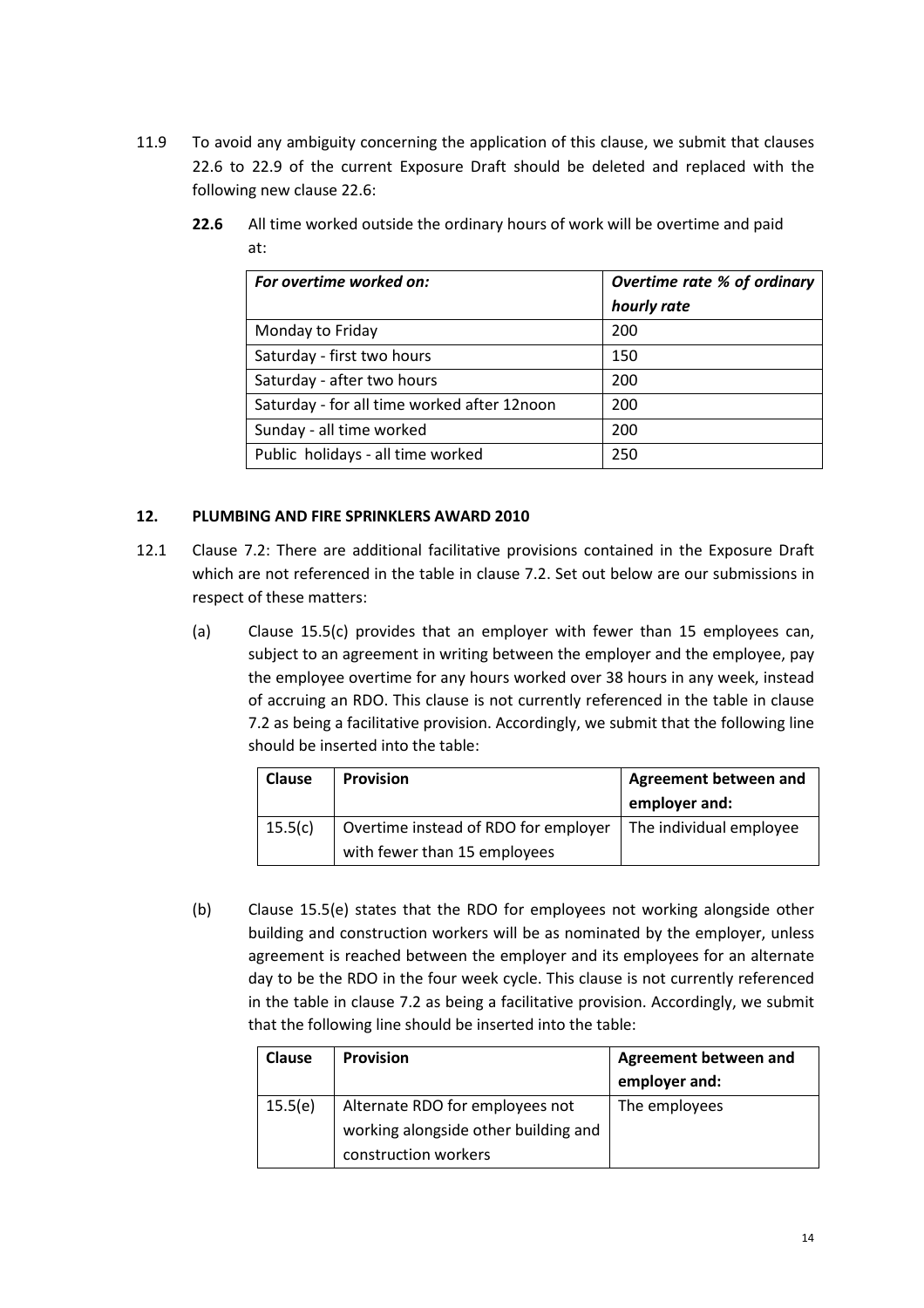11.9 To avoid any ambiguity concerning the application of this clause, we submit that clauses 22.6 to 22.9 of the current Exposure Draft should be deleted and replaced with the following new clause 22.6:

**22.6** All time worked outside the ordinary hours of work will be overtime and paid at:

| *For overtime worked on:* | *Overtime rate % of ordinary hourly rate* |
|---|---|
| Monday to Friday | 200 |
| Saturday - first two hours | 150 |
| Saturday - after two hours | 200 |
| Saturday - for all time worked after 12noon | 200 |
| Sunday - all time worked | 200 |
| Public holidays - all time worked | 250 |

## 12. PLUMBING AND FIRE SPRINKLERS AWARD 2010

12.1 Clause 7.2: There are additional facilitative provisions contained in the Exposure Draft which are not referenced in the table in clause 7.2. Set out below are our submissions in respect of these matters:

(a) Clause 15.5(c) provides that an employer with fewer than 15 employees can, subject to an agreement in writing between the employer and the employee, pay the employee overtime for any hours worked over 38 hours in any week, instead of accruing an RDO. This clause is not currently referenced in the table in clause 7.2 as being a facilitative provision. Accordingly, we submit that the following line should be inserted into the table:

| Clause | Provision | Agreement between and employer and: |
|---|---|---|
| 15.5(c) | Overtime instead of RDO for employer with fewer than 15 employees | The individual employee |

(b) Clause 15.5(e) states that the RDO for employees not working alongside other building and construction workers will be as nominated by the employer, unless agreement is reached between the employer and its employees for an alternate day to be the RDO in the four week cycle. This clause is not currently referenced in the table in clause 7.2 as being a facilitative provision. Accordingly, we submit that the following line should be inserted into the table:

| Clause | Provision | Agreement between and employer and: |
|---|---|---|
| 15.5(e) | Alternate RDO for employees not working alongside other building and construction workers | The employees |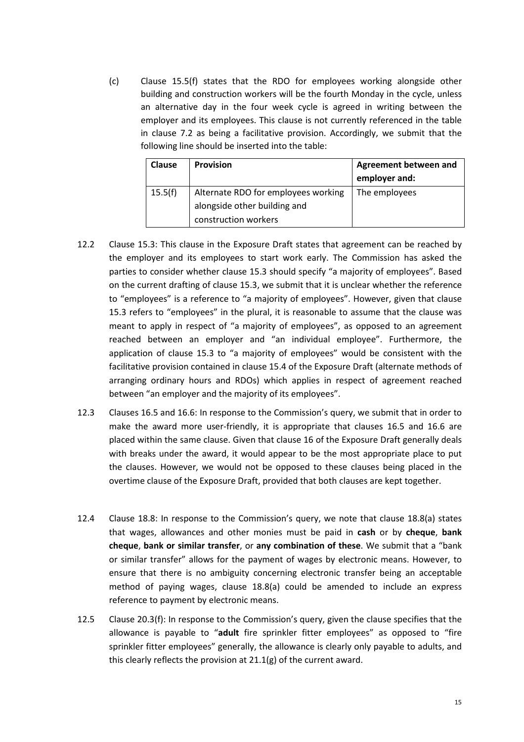(c) Clause 15.5(f) states that the RDO for employees working alongside other building and construction workers will be the fourth Monday in the cycle, unless an alternative day in the four week cycle is agreed in writing between the employer and its employees. This clause is not currently referenced in the table in clause 7.2 as being a facilitative provision. Accordingly, we submit that the following line should be inserted into the table:

| Clause | Provision | Agreement between and employer and: |
| --- | --- | --- |
| 15.5(f) | Alternate RDO for employees working alongside other building and construction workers | The employees |

12.2 Clause 15.3: This clause in the Exposure Draft states that agreement can be reached by the employer and its employees to start work early. The Commission has asked the parties to consider whether clause 15.3 should specify "a majority of employees". Based on the current drafting of clause 15.3, we submit that it is unclear whether the reference to "employees" is a reference to "a majority of employees". However, given that clause 15.3 refers to "employees" in the plural, it is reasonable to assume that the clause was meant to apply in respect of "a majority of employees", as opposed to an agreement reached between an employer and "an individual employee". Furthermore, the application of clause 15.3 to "a majority of employees" would be consistent with the facilitative provision contained in clause 15.4 of the Exposure Draft (alternate methods of arranging ordinary hours and RDOs) which applies in respect of agreement reached between "an employer and the majority of its employees".

12.3 Clauses 16.5 and 16.6: In response to the Commission's query, we submit that in order to make the award more user-friendly, it is appropriate that clauses 16.5 and 16.6 are placed within the same clause. Given that clause 16 of the Exposure Draft generally deals with breaks under the award, it would appear to be the most appropriate place to put the clauses. However, we would not be opposed to these clauses being placed in the overtime clause of the Exposure Draft, provided that both clauses are kept together.

12.4 Clause 18.8: In response to the Commission's query, we note that clause 18.8(a) states that wages, allowances and other monies must be paid in **cash** or by **cheque**, **bank cheque**, **bank or similar transfer**, or **any combination of these**. We submit that a "bank or similar transfer" allows for the payment of wages by electronic means. However, to ensure that there is no ambiguity concerning electronic transfer being an acceptable method of paying wages, clause 18.8(a) could be amended to include an express reference to payment by electronic means.

12.5 Clause 20.3(f): In response to the Commission's query, given the clause specifies that the allowance is payable to "**adult** fire sprinkler fitter employees" as opposed to "fire sprinkler fitter employees" generally, the allowance is clearly only payable to adults, and this clearly reflects the provision at 21.1(g) of the current award.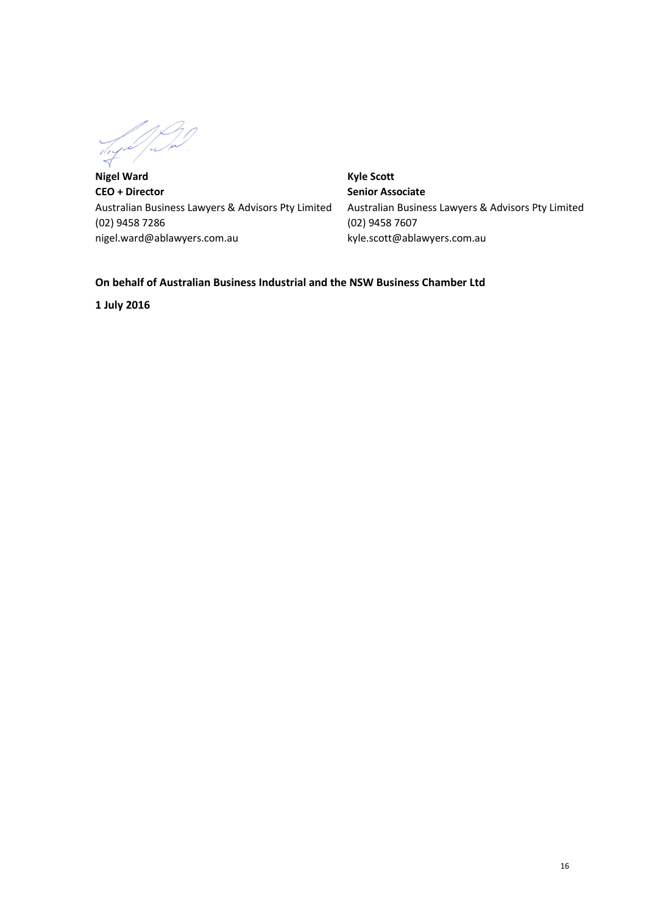**Nigel Ward**
**CEO + Director**
Australian Business Lawyers & Advisors Pty Limited
(02) 9458 7286
nigel.ward@ablawyers.com.au

**Kyle Scott**
**Senior Associate**
Australian Business Lawyers & Advisors Pty Limited
(02) 9458 7607
kyle.scott@ablawyers.com.au

**On behalf of Australian Business Industrial and the NSW Business Chamber Ltd**

**1 July 2016**